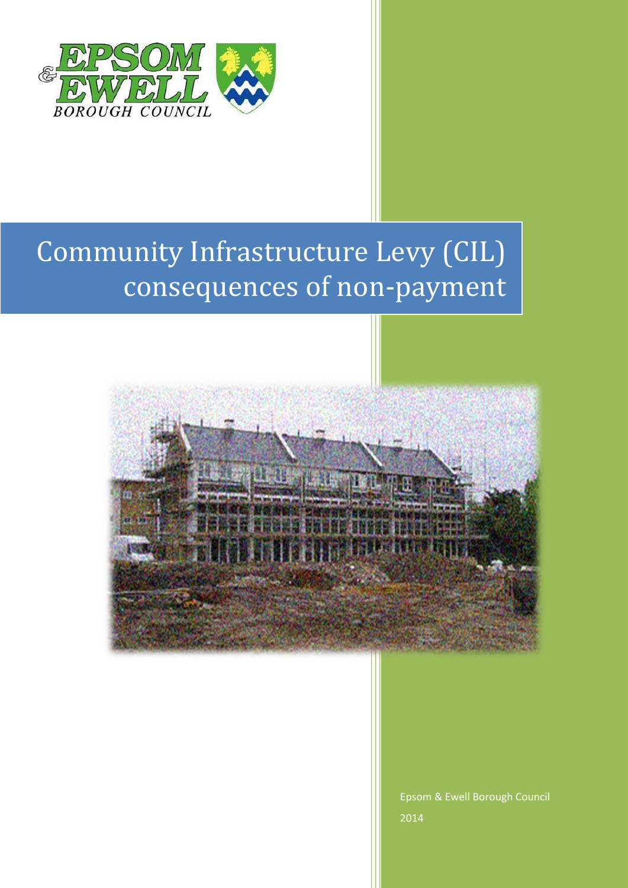EPSOM & EWELL BOROUGH COUNCIL

# Community Infrastructure Levy (CIL) consequences of non-payment

Epsom & Ewell Borough Council

2014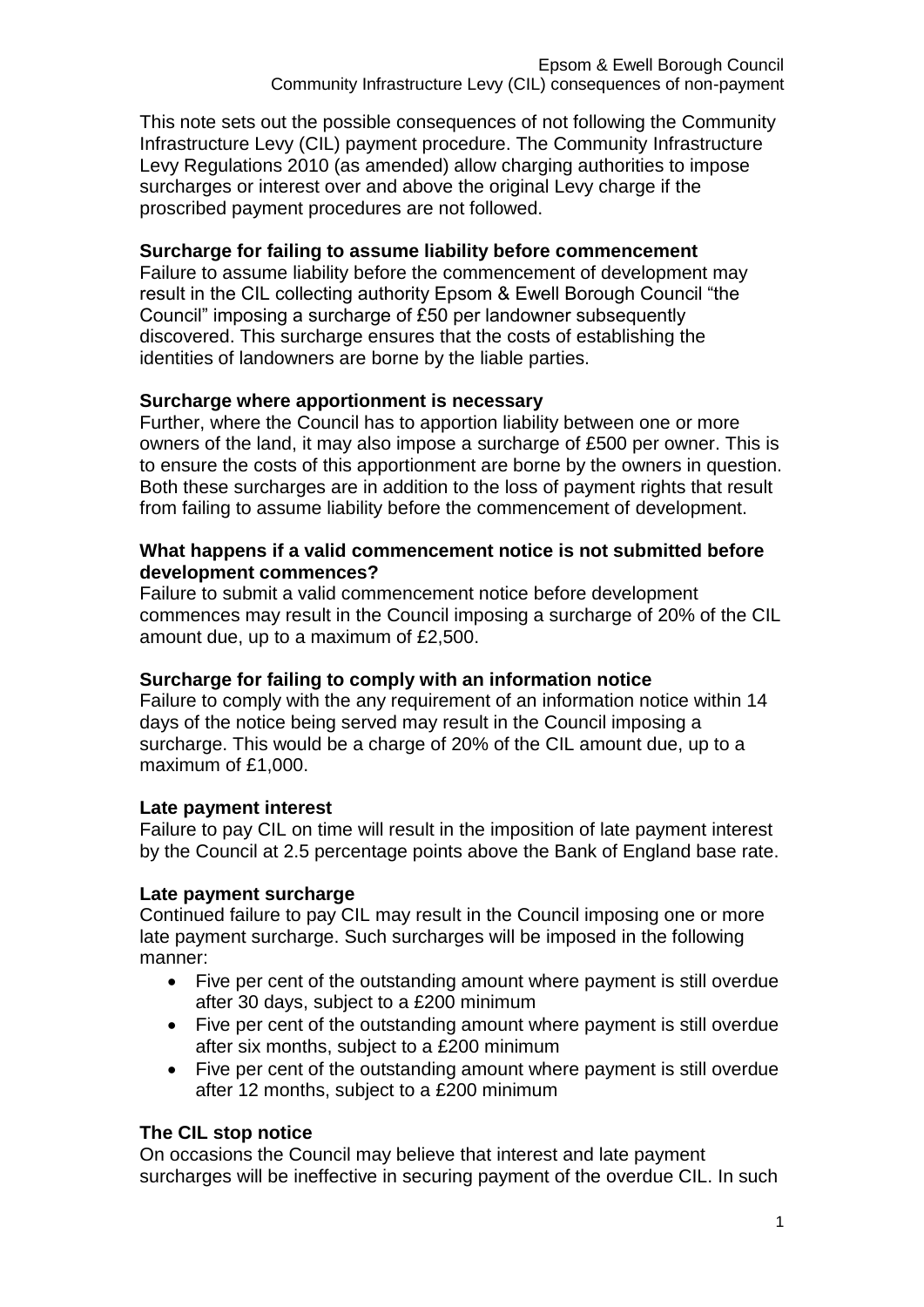This note sets out the possible consequences of not following the Community Infrastructure Levy (CIL) payment procedure. The Community Infrastructure Levy Regulations 2010 (as amended) allow charging authorities to impose surcharges or interest over and above the original Levy charge if the proscribed payment procedures are not followed.

**Surcharge for failing to assume liability before commencement**

Failure to assume liability before the commencement of development may result in the CIL collecting authority Epsom & Ewell Borough Council "the Council" imposing a surcharge of £50 per landowner subsequently discovered. This surcharge ensures that the costs of establishing the identities of landowners are borne by the liable parties.

**Surcharge where apportionment is necessary**

Further, where the Council has to apportion liability between one or more owners of the land, it may also impose a surcharge of £500 per owner. This is to ensure the costs of this apportionment are borne by the owners in question. Both these surcharges are in addition to the loss of payment rights that result from failing to assume liability before the commencement of development.

**What happens if a valid commencement notice is not submitted before development commences?**

Failure to submit a valid commencement notice before development commences may result in the Council imposing a surcharge of 20% of the CIL amount due, up to a maximum of £2,500.

**Surcharge for failing to comply with an information notice**

Failure to comply with the any requirement of an information notice within 14 days of the notice being served may result in the Council imposing a surcharge. This would be a charge of 20% of the CIL amount due, up to a maximum of £1,000.

**Late payment interest**

Failure to pay CIL on time will result in the imposition of late payment interest by the Council at 2.5 percentage points above the Bank of England base rate.

**Late payment surcharge**

Continued failure to pay CIL may result in the Council imposing one or more late payment surcharge. Such surcharges will be imposed in the following manner:

- Five per cent of the outstanding amount where payment is still overdue after 30 days, subject to a £200 minimum
- Five per cent of the outstanding amount where payment is still overdue after six months, subject to a £200 minimum
- Five per cent of the outstanding amount where payment is still overdue after 12 months, subject to a £200 minimum

**The CIL stop notice**

On occasions the Council may believe that interest and late payment surcharges will be ineffective in securing payment of the overdue CIL. In such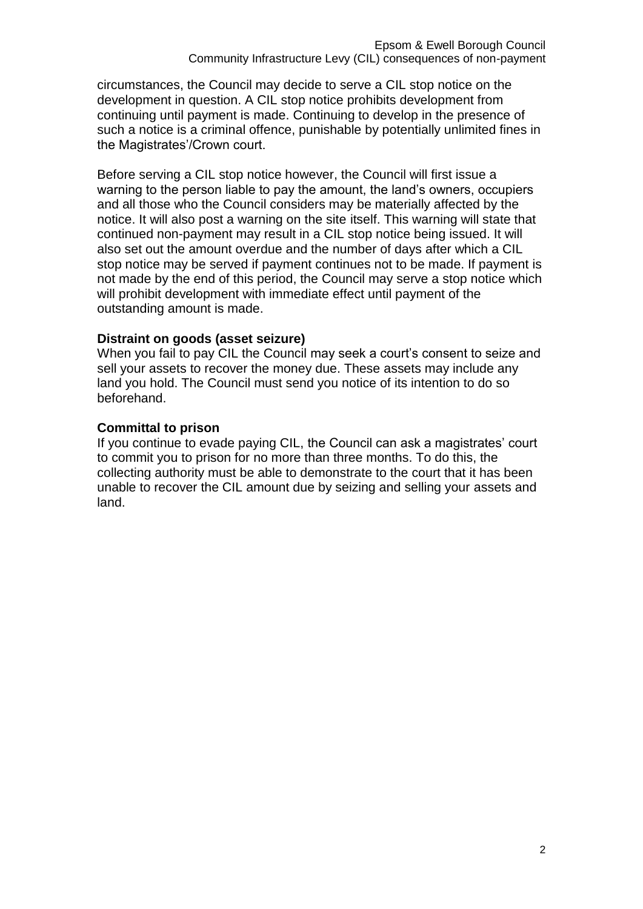circumstances, the Council may decide to serve a CIL stop notice on the development in question. A CIL stop notice prohibits development from continuing until payment is made. Continuing to develop in the presence of such a notice is a criminal offence, punishable by potentially unlimited fines in the Magistrates'/Crown court.

Before serving a CIL stop notice however, the Council will first issue a warning to the person liable to pay the amount, the land's owners, occupiers and all those who the Council considers may be materially affected by the notice. It will also post a warning on the site itself. This warning will state that continued non-payment may result in a CIL stop notice being issued. It will also set out the amount overdue and the number of days after which a CIL stop notice may be served if payment continues not to be made. If payment is not made by the end of this period, the Council may serve a stop notice which will prohibit development with immediate effect until payment of the outstanding amount is made.

**Distraint on goods (asset seizure)**
When you fail to pay CIL the Council may seek a court's consent to seize and sell your assets to recover the money due. These assets may include any land you hold. The Council must send you notice of its intention to do so beforehand.

**Committal to prison**
If you continue to evade paying CIL, the Council can ask a magistrates' court to commit you to prison for no more than three months. To do this, the collecting authority must be able to demonstrate to the court that it has been unable to recover the CIL amount due by seizing and selling your assets and land.